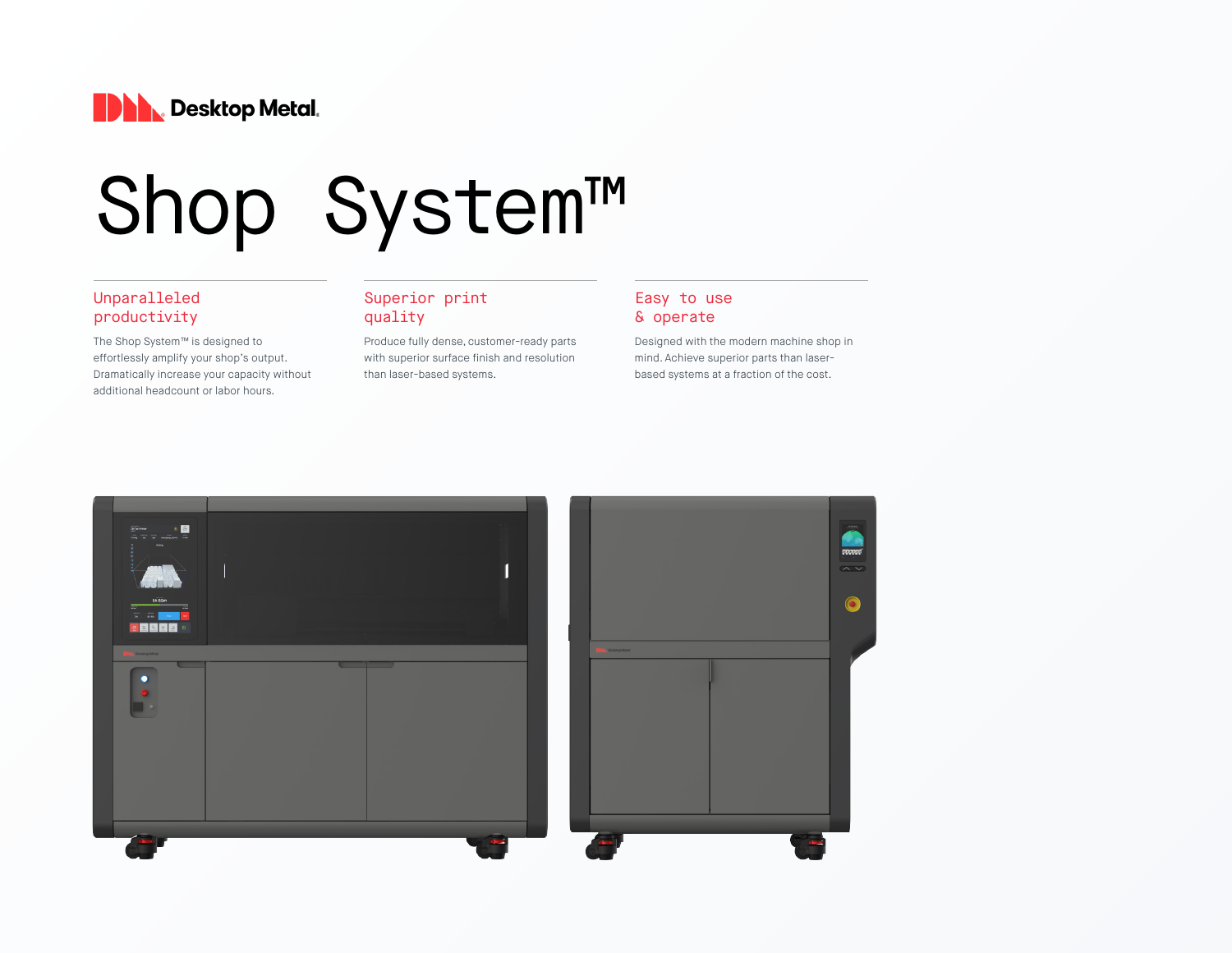Desktop Metal

# Shop System™

## Unparalleled productivity

The Shop System™ is designed to effortlessly amplify your shop's output. Dramatically increase your capacity without additional headcount or labor hours.

## Superior print quality

Produce fully dense, customer-ready parts with superior surface finish and resolution than laser-based systems.

## Easy to use & operate

Designed with the modern machine shop in mind. Achieve superior parts than laser-based systems at a fraction of the cost.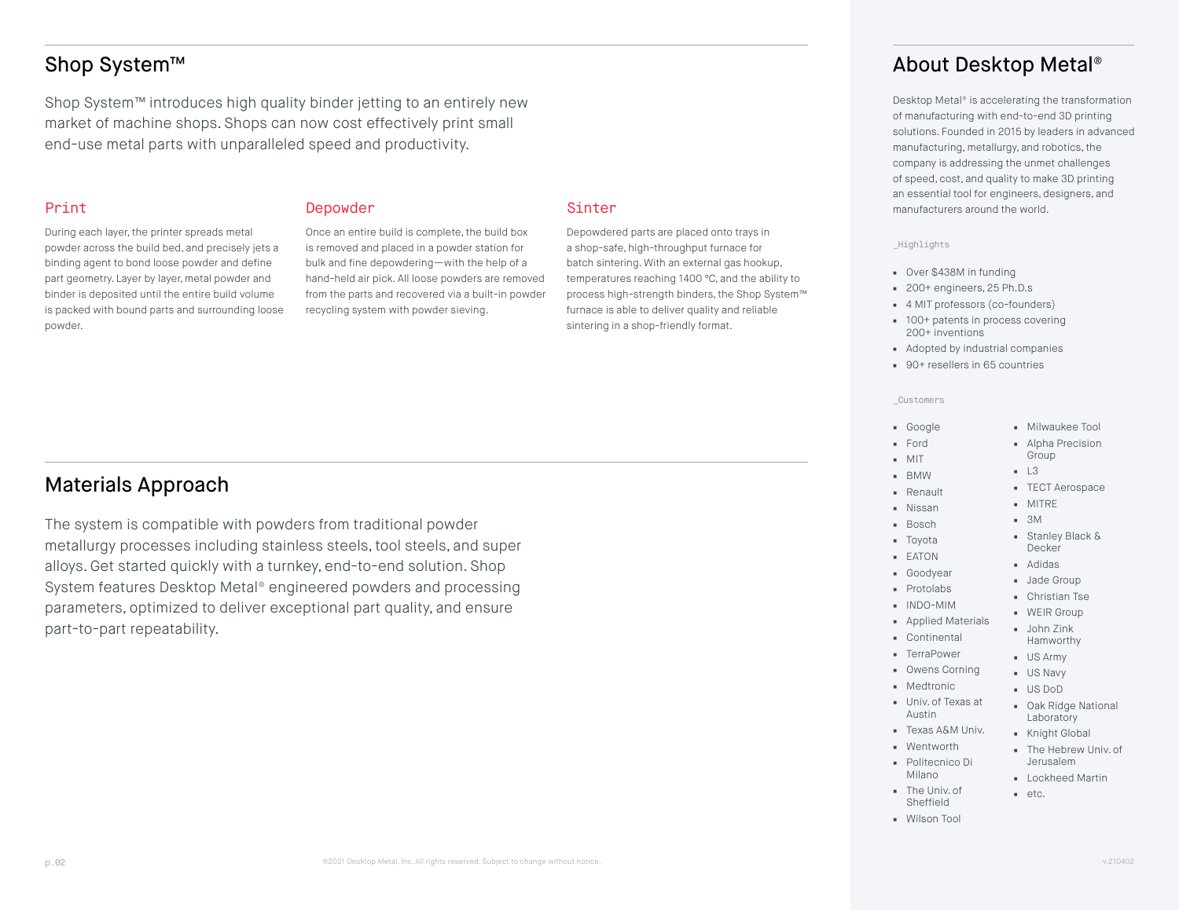## Shop System™

Shop System™ introduces high quality binder jetting to an entirely new market of machine shops. Shops can now cost effectively print small end-use metal parts with unparalleled speed and productivity.

### Print

During each layer, the printer spreads metal powder across the build bed, and precisely jets a binding agent to bond loose powder and define part geometry. Layer by layer, metal powder and binder is deposited until the entire build volume is packed with bound parts and surrounding loose powder.

### Depowder

Once an entire build is complete, the build box is removed and placed in a powder station for bulk and fine depowdering—with the help of a hand-held air pick. All loose powders are removed from the parts and recovered via a built-in powder recycling system with powder sieving.

### Sinter

Depowdered parts are placed onto trays in a shop-safe, high-throughput furnace for batch sintering. With an external gas hookup, temperatures reaching 1400 °C, and the ability to process high-strength binders, the Shop System™ furnace is able to deliver quality and reliable sintering in a shop-friendly format.

## Materials Approach

The system is compatible with powders from traditional powder metallurgy processes including stainless steels, tool steels, and super alloys. Get started quickly with a turnkey, end-to-end solution. Shop System features Desktop Metal® engineered powders and processing parameters, optimized to deliver exceptional part quality, and ensure part-to-part repeatability.

## About Desktop Metal®

Desktop Metal® is accelerating the transformation of manufacturing with end-to-end 3D printing solutions. Founded in 2015 by leaders in advanced manufacturing, metallurgy, and robotics, the company is addressing the unmet challenges of speed, cost, and quality to make 3D printing an essential tool for engineers, designers, and manufacturers around the world.

_Highlights

- Over $438M in funding
- 200+ engineers, 25 Ph.D.s
- 4 MIT professors (co-founders)
- 100+ patents in process covering 200+ inventions
- Adopted by industrial companies
- 90+ resellers in 65 countries

_Customers

- Google
- Ford
- MIT
- BMW
- Renault
- Nissan
- Bosch
- Toyota
- EATON
- Goodyear
- Protolabs
- INDO-MIM
- Applied Materials
- Continental
- TerraPower
- Owens Corning
- Medtronic
- Univ. of Texas at Austin
- Texas A&M Univ.
- Wentworth
- Politecnico Di Milano
- The Univ. of Sheffield
- Wilson Tool
- Milwaukee Tool
- Alpha Precision Group
- L3
- TECT Aerospace
- MITRE
- 3M
- Stanley Black & Decker
- Adidas
- Jade Group
- Christian Tse
- WEIR Group
- John Zink Hamworthy
- US Army
- US Navy
- US DoD
- Oak Ridge National Laboratory
- Knight Global
- The Hebrew Univ. of Jerusalem
- Lockheed Martin
- etc.

©2021 Desktop Metal, Inc. All rights reserved. Subject to change without notice.

v.210402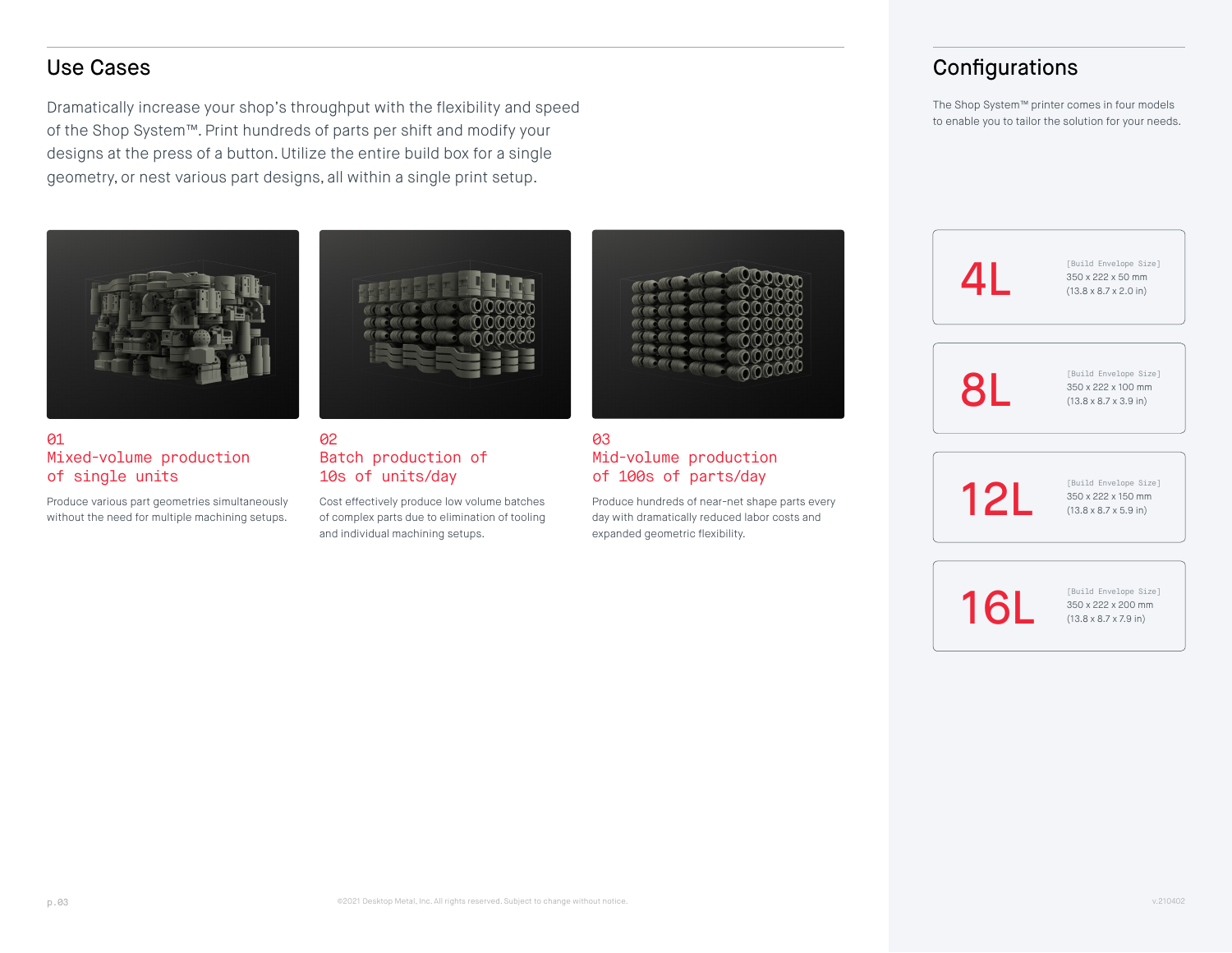## Use Cases

Dramatically increase your shop's throughput with the flexibility and speed of the Shop System™. Print hundreds of parts per shift and modify your designs at the press of a button. Utilize the entire build box for a single geometry, or nest various part designs, all within a single print setup.

### 01 Mixed-volume production of single units

Produce various part geometries simultaneously without the need for multiple machining setups.

### 02 Batch production of 10s of units/day

Cost effectively produce low volume batches of complex parts due to elimination of tooling and individual machining setups.

### 03 Mid-volume production of 100s of parts/day

Produce hundreds of near-net shape parts every day with dramatically reduced labor costs and expanded geometric flexibility.

## Configurations

The Shop System™ printer comes in four models to enable you to tailor the solution for your needs.

| Model | [Build Envelope Size] |
|---|---|
| 4L | 350 x 222 x 50 mm (13.8 x 8.7 x 2.0 in) |
| 8L | 350 x 222 x 100 mm (13.8 x 8.7 x 3.9 in) |
| 12L | 350 x 222 x 150 mm (13.8 x 8.7 x 5.9 in) |
| 16L | 350 x 222 x 200 mm (13.8 x 8.7 x 7.9 in) |

©2021 Desktop Metal, Inc. All rights reserved. Subject to change without notice.

v.210402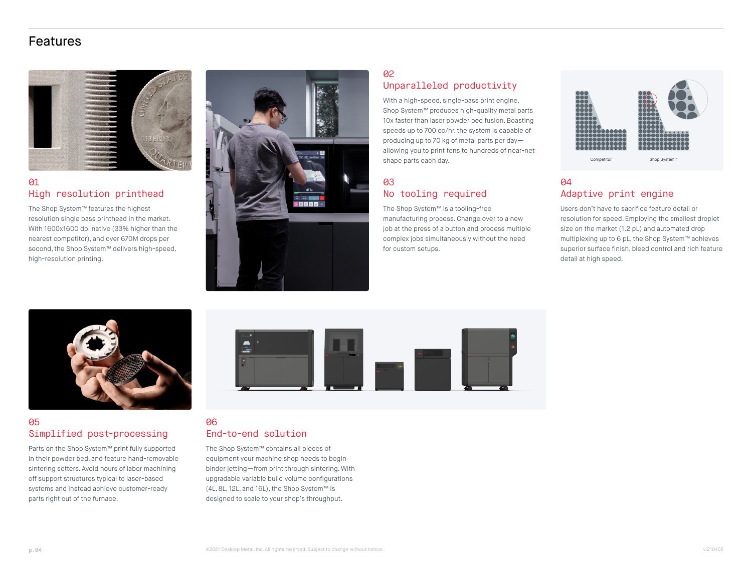# Features

## 01
## High resolution printhead

The Shop System™ features the highest resolution single pass printhead in the market. With 1600x1600 dpi native (33% higher than the nearest competitor), and over 670M drops per second, the Shop System™ delivers high-speed, high-resolution printing.

## 02
## Unparalleled productivity

With a high-speed, single-pass print engine, Shop System™ produces high-quality metal parts 10x faster than laser powder bed fusion. Boasting speeds up to 700 cc/hr, the system is capable of producing up to 70 kg of metal parts per day—allowing you to print tens to hundreds of near-net shape parts each day.

## 03
## No tooling required

The Shop System™ is a tooling-free manufacturing process. Change over to a new job at the press of a button and process multiple complex jobs simultaneously without the need for custom setups.

## 04
## Adaptive print engine

Competitor    Shop System™

Users don't have to sacrifice feature detail or resolution for speed. Employing the smallest droplet size on the market (1.2 pL) and automated drop multiplexing up to 6 pL, the Shop System™ achieves superior surface finish, bleed control and rich feature detail at high speed.

## 05
## Simplified post-processing

Parts on the Shop System™ print fully supported in their powder bed, and feature hand-removable sintering setters. Avoid hours of labor machining off support structures typical to laser-based systems and instead achieve customer-ready parts right out of the furnace.

## 06
## End-to-end solution

The Shop System™ contains all pieces of equipment your machine shop needs to begin binder jetting—from print through sintering. With upgradable variable build volume configurations (4L, 8L, 12L, and 16L), the Shop System™ is designed to scale to your shop's throughput.

©2021 Desktop Metal, Inc. All rights reserved. Subject to change without notice.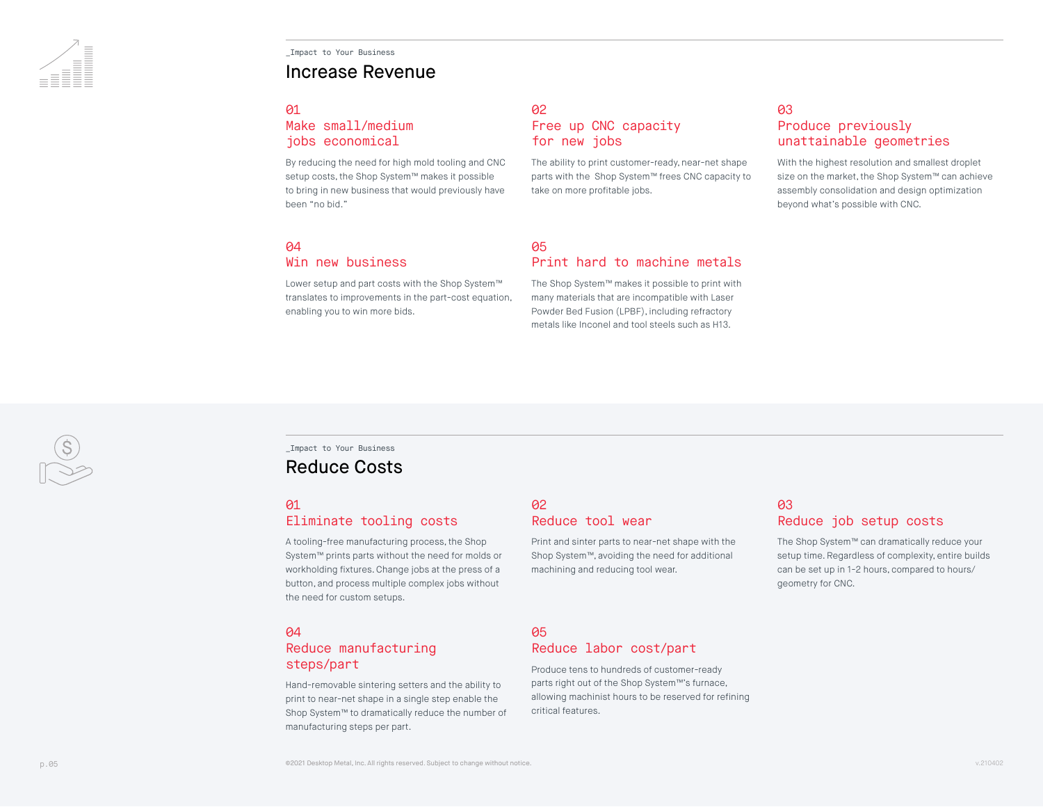_Impact to Your Business

# Increase Revenue

### 01 Make small/medium jobs economical

By reducing the need for high mold tooling and CNC setup costs, the Shop System™ makes it possible to bring in new business that would previously have been "no bid."

### 02 Free up CNC capacity for new jobs

The ability to print customer-ready, near-net shape parts with the Shop System™ frees CNC capacity to take on more profitable jobs.

### 03 Produce previously unattainable geometries

With the highest resolution and smallest droplet size on the market, the Shop System™ can achieve assembly consolidation and design optimization beyond what's possible with CNC.

### 04 Win new business

Lower setup and part costs with the Shop System™ translates to improvements in the part-cost equation, enabling you to win more bids.

### 05 Print hard to machine metals

The Shop System™ makes it possible to print with many materials that are incompatible with Laser Powder Bed Fusion (LPBF), including refractory metals like Inconel and tool steels such as H13.

_Impact to Your Business

# Reduce Costs

### 01 Eliminate tooling costs

A tooling-free manufacturing process, the Shop System™ prints parts without the need for molds or workholding fixtures. Change jobs at the press of a button, and process multiple complex jobs without the need for custom setups.

### 02 Reduce tool wear

Print and sinter parts to near-net shape with the Shop System™, avoiding the need for additional machining and reducing tool wear.

### 03 Reduce job setup costs

The Shop System™ can dramatically reduce your setup time. Regardless of complexity, entire builds can be set up in 1-2 hours, compared to hours/geometry for CNC.

### 04 Reduce manufacturing steps/part

Hand-removable sintering setters and the ability to print to near-net shape in a single step enable the Shop System™ to dramatically reduce the number of manufacturing steps per part.

### 05 Reduce labor cost/part

Produce tens to hundreds of customer-ready parts right out of the Shop System™'s furnace, allowing machinist hours to be reserved for refining critical features.

©2021 Desktop Metal, Inc. All rights reserved. Subject to change without notice.

v.210402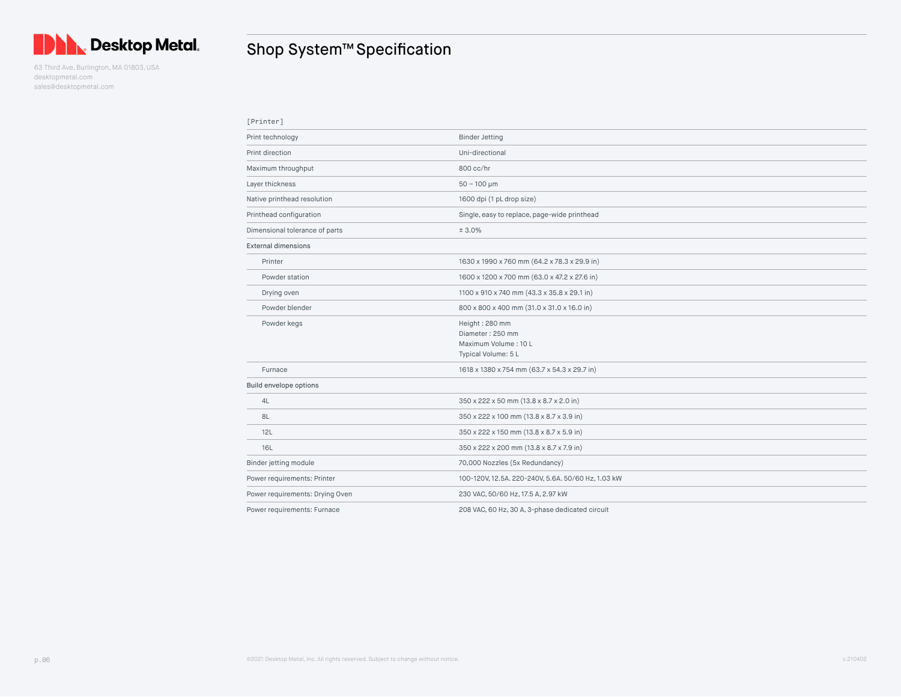Desktop Metal

63 Third Ave, Burlington, MA 01803, USA
desktopmetal.com
sales@desktopmetal.com

# Shop System™ Specification

[Printer]

| | |
|---|---|
| Print technology | Binder Jetting |
| Print direction | Uni-directional |
| Maximum throughput | 800 cc/hr |
| Layer thickness | 50 – 100 µm |
| Native printhead resolution | 1600 dpi (1 pL drop size) |
| Printhead configuration | Single, easy to replace, page-wide printhead |
| Dimensional tolerance of parts | ± 3.0% |
| External dimensions | |
| Printer | 1630 x 1990 x 760 mm (64.2 x 78.3 x 29.9 in) |
| Powder station | 1600 x 1200 x 700 mm (63.0 x 47.2 x 27.6 in) |
| Drying oven | 1100 x 910 x 740 mm (43.3 x 35.8 x 29.1 in) |
| Powder blender | 800 x 800 x 400 mm (31.0 x 31.0 x 16.0 in) |
| Powder kegs | Height : 280 mm<br>Diameter : 250 mm<br>Maximum Volume : 10 L<br>Typical Volume: 5 L |
| Furnace | 1618 x 1380 x 754 mm (63.7 x 54.3 x 29.7 in) |
| Build envelope options | |
| 4L | 350 x 222 x 50 mm (13.8 x 8.7 x 2.0 in) |
| 8L | 350 x 222 x 100 mm (13.8 x 8.7 x 3.9 in) |
| 12L | 350 x 222 x 150 mm (13.8 x 8.7 x 5.9 in) |
| 16L | 350 x 222 x 200 mm (13.8 x 8.7 x 7.9 in) |
| Binder jetting module | 70,000 Nozzles (5x Redundancy) |
| Power requirements: Printer | 100-120V, 12.5A. 220-240V, 5.6A. 50/60 Hz, 1.03 kW |
| Power requirements: Drying Oven | 230 VAC, 50/60 Hz, 17.5 A, 2.97 kW |
| Power requirements: Furnace | 208 VAC, 60 Hz, 30 A, 3-phase dedicated circuit |

©2021 Desktop Metal, Inc. All rights reserved. Subject to change without notice.

v.210402